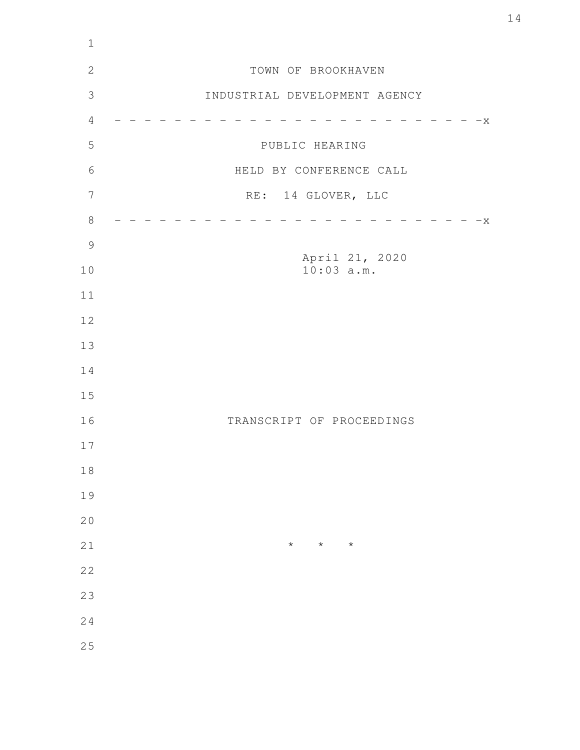TOWN OF BROOKHAVEN

INDUSTRIAL DEVELOPMENT AGENCY

- - - - - - - - - - - - - - - - - - - - - - - - - - - -x

PUBLIC HEARING

HELD BY CONFERENCE CALL

RE: 14 GLOVER, LLC

- - - - - - - - - - - - - - - - - - - - - - - - - - - -x

April 21, 2020
10:03 a.m.

TRANSCRIPT OF PROCEEDINGS

\* \* \*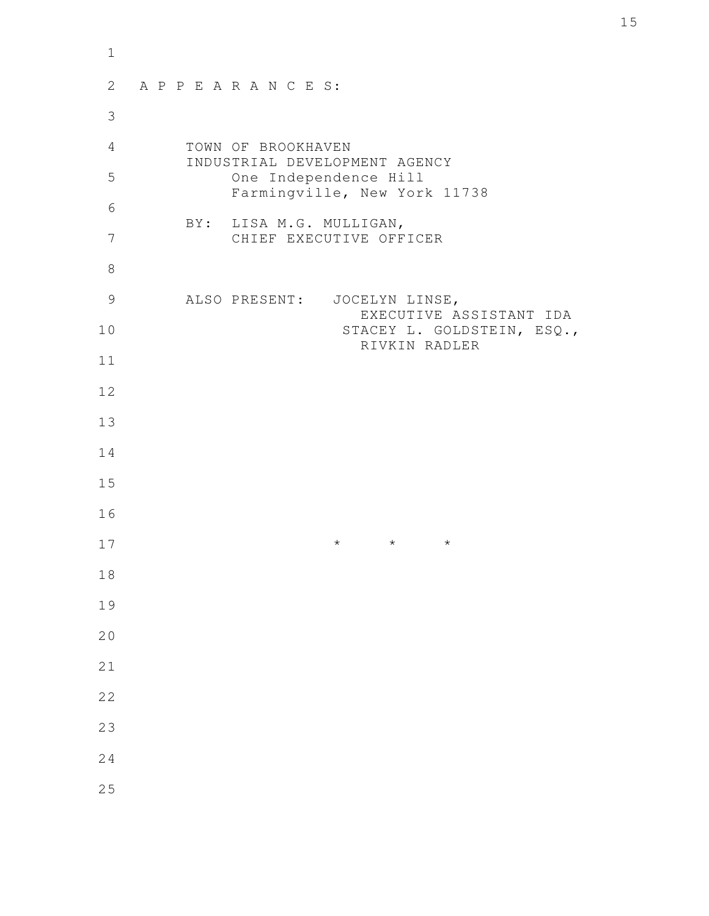A P P E A R A N C E S:

TOWN OF BROOKHAVEN
INDUSTRIAL DEVELOPMENT AGENCY
One Independence Hill
Farmingville, New York 11738

BY: LISA M.G. MULLIGAN,
CHIEF EXECUTIVE OFFICER

ALSO PRESENT: JOCELYN LINSE,
EXECUTIVE ASSISTANT IDA
STACEY L. GOLDSTEIN, ESQ.,
RIVKIN RADLER

\* \* \*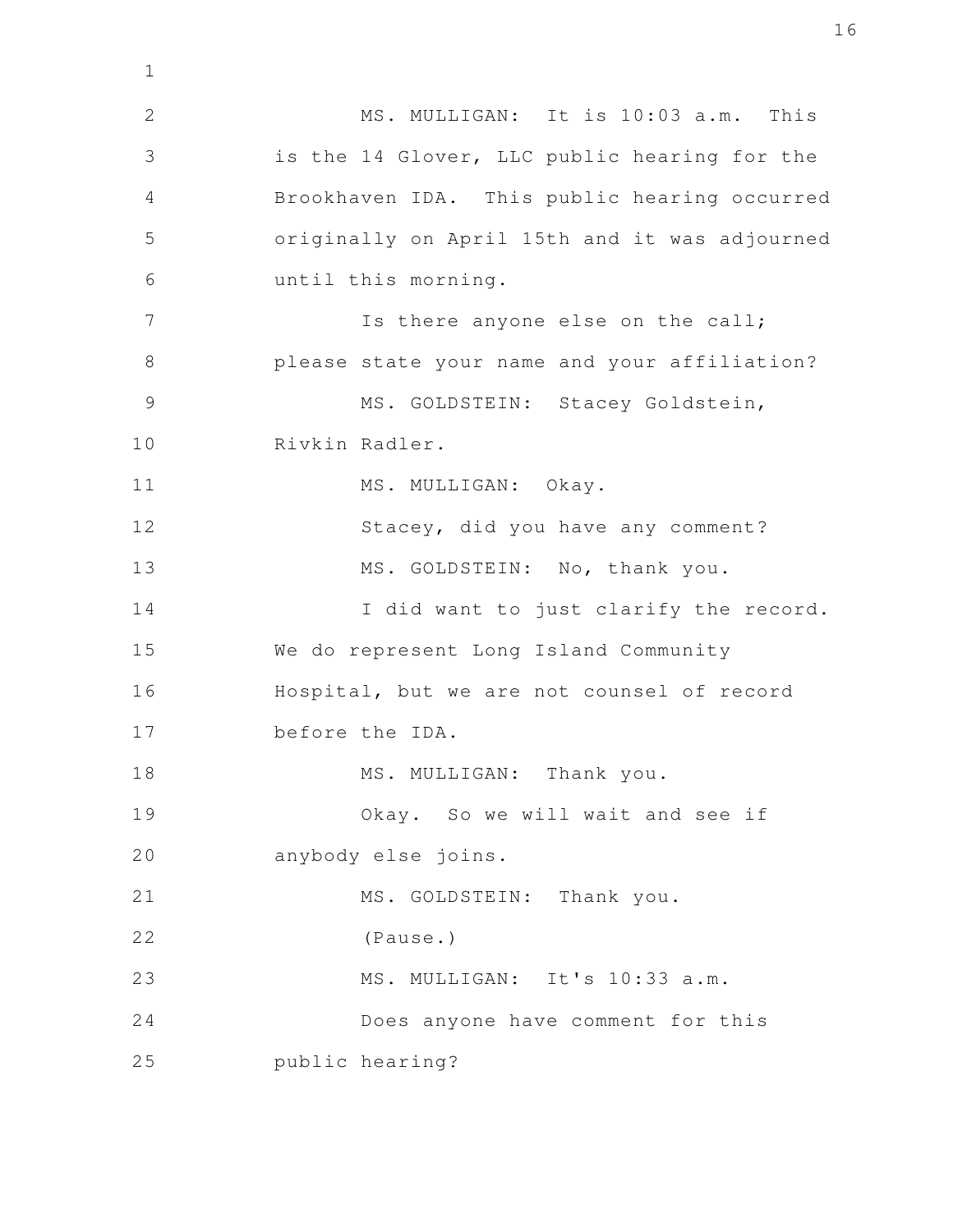MS. MULLIGAN: It is 10:03 a.m. This is the 14 Glover, LLC public hearing for the Brookhaven IDA. This public hearing occurred originally on April 15th and it was adjourned until this morning.

Is there anyone else on the call; please state your name and your affiliation?

MS. GOLDSTEIN: Stacey Goldstein, Rivkin Radler.

MS. MULLIGAN: Okay.

Stacey, did you have any comment?

MS. GOLDSTEIN: No, thank you.

I did want to just clarify the record. We do represent Long Island Community Hospital, but we are not counsel of record before the IDA.

MS. MULLIGAN: Thank you.

Okay. So we will wait and see if anybody else joins.

MS. GOLDSTEIN: Thank you.

(Pause.)

MS. MULLIGAN: It's 10:33 a.m.

Does anyone have comment for this public hearing?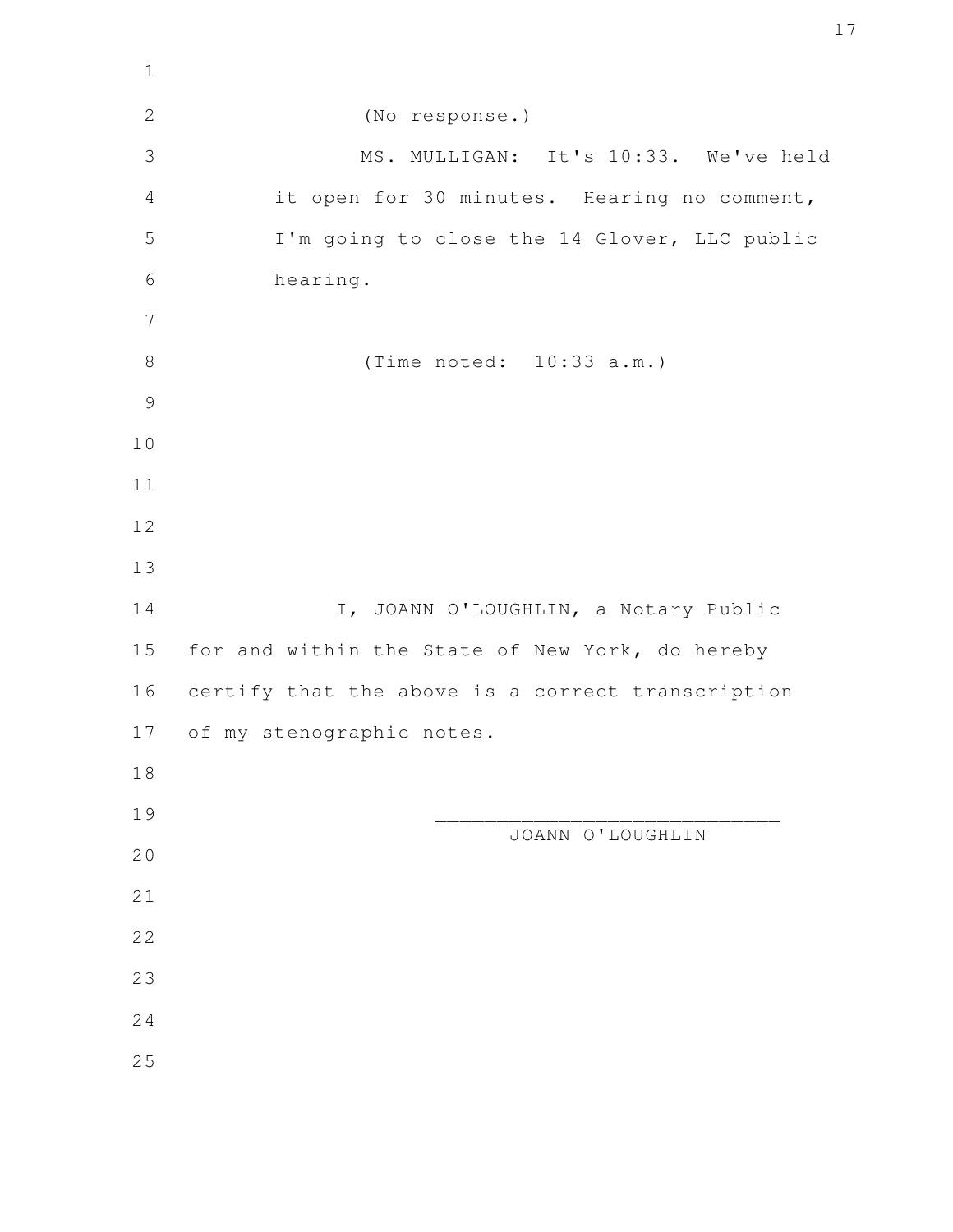(No response.)

MS. MULLIGAN: It's 10:33. We've held it open for 30 minutes. Hearing no comment, I'm going to close the 14 Glover, LLC public hearing.

(Time noted: 10:33 a.m.)

I, JOANN O'LOUGHLIN, a Notary Public for and within the State of New York, do hereby certify that the above is a correct transcription of my stenographic notes.

\_\_\_\_\_\_\_\_\_\_\_\_\_\_\_\_\_\_\_\_\_\_\_\_\_\_\_\_

JOANN O'LOUGHLIN